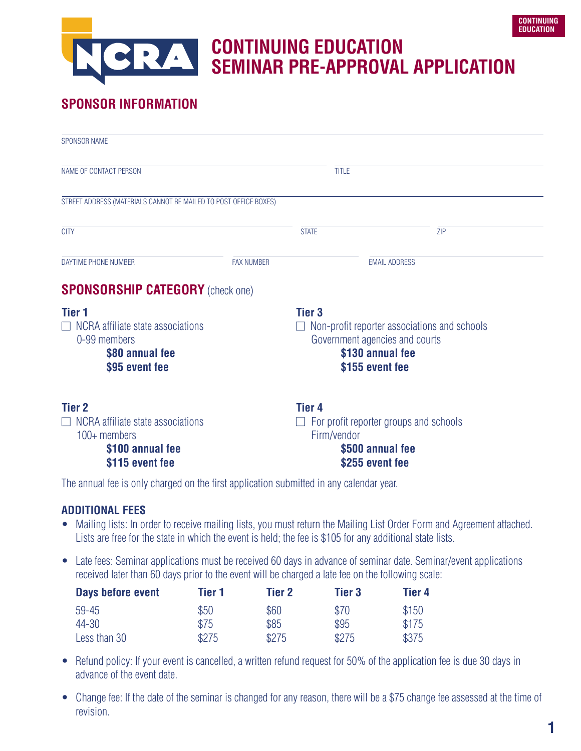# CONTINUING EDUCATION SEMINAR PRE-APPROVAL APPLICATION

## SPONSOR INFORMATION

SPONSOR NAME

NAME OF CONTACT PERSON | TITLE

STREET ADDRESS (MATERIALS CANNOT BE MAILED TO POST OFFICE BOXES)

CITY | STATE | ZIP

DAYTIME PHONE NUMBER | FAX NUMBER | EMAIL ADDRESS

## SPONSORSHIP CATEGORY (check one)

**Tier 1**

☐ NCRA affiliate state associations
0-99 members
**$80 annual fee**
**$95 event fee**

**Tier 2**

☐ NCRA affiliate state associations
100+ members
**$100 annual fee**
**$115 event fee**

**Tier 3**

☐ Non-profit reporter associations and schools
Government agencies and courts
**$130 annual fee**
**$155 event fee**

**Tier 4**

☐ For profit reporter groups and schools
Firm/vendor
**$500 annual fee**
**$255 event fee**

The annual fee is only charged on the first application submitted in any calendar year.

### ADDITIONAL FEES

- Mailing lists: In order to receive mailing lists, you must return the Mailing List Order Form and Agreement attached. Lists are free for the state in which the event is held; the fee is $105 for any additional state lists.
- Late fees: Seminar applications must be received 60 days in advance of seminar date. Seminar/event applications received later than 60 days prior to the event will be charged a late fee on the following scale:

| Days before event | Tier 1 | Tier 2 | Tier 3 | Tier 4 |
|---|---|---|---|---|
| 59-45 | $50 | $60 | $70 | $150 |
| 44-30 | $75 | $85 | $95 | $175 |
| Less than 30 | $275 | $275 | $275 | $375 |

- Refund policy: If your event is cancelled, a written refund request for 50% of the application fee is due 30 days in advance of the event date.
- Change fee: If the date of the seminar is changed for any reason, there will be a $75 change fee assessed at the time of revision.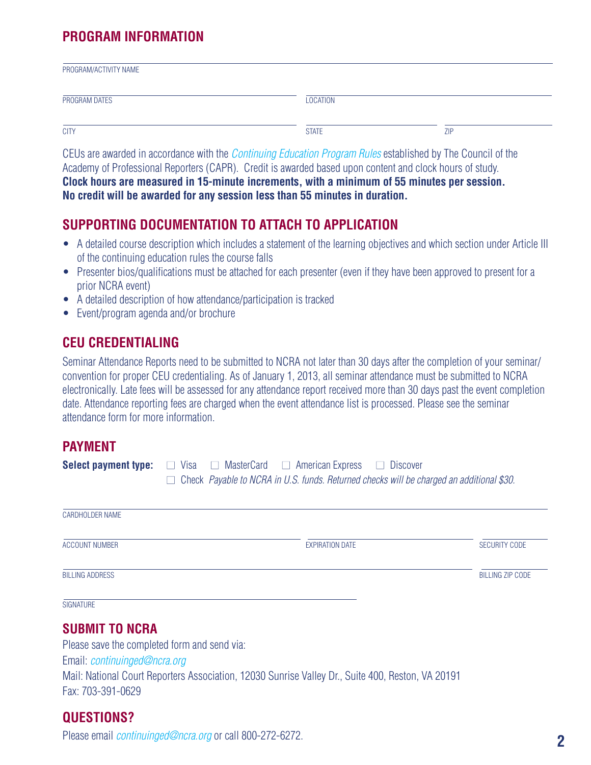## PROGRAM INFORMATION

PROGRAM/ACTIVITY NAME

PROGRAM DATES

LOCATION

CITY

STATE

ZIP

CEUs are awarded in accordance with the *Continuing Education Program Rules* established by The Council of the Academy of Professional Reporters (CAPR). Credit is awarded based upon content and clock hours of study. **Clock hours are measured in 15-minute increments, with a minimum of 55 minutes per session. No credit will be awarded for any session less than 55 minutes in duration.**

## SUPPORTING DOCUMENTATION TO ATTACH TO APPLICATION

- A detailed course description which includes a statement of the learning objectives and which section under Article III of the continuing education rules the course falls
- Presenter bios/qualifications must be attached for each presenter (even if they have been approved to present for a prior NCRA event)
- A detailed description of how attendance/participation is tracked
- Event/program agenda and/or brochure

## CEU CREDENTIALING

Seminar Attendance Reports need to be submitted to NCRA not later than 30 days after the completion of your seminar/convention for proper CEU credentialing. As of January 1, 2013, all seminar attendance must be submitted to NCRA electronically. Late fees will be assessed for any attendance report received more than 30 days past the event completion date. Attendance reporting fees are charged when the event attendance list is processed. Please see the seminar attendance form for more information.

## PAYMENT

**Select payment type:** ☐ Visa ☐ MasterCard ☐ American Express ☐ Discover

☐ Check *Payable to NCRA in U.S. funds. Returned checks will be charged an additional $30.*

CARDHOLDER NAME

ACCOUNT NUMBER

EXPIRATION DATE

SECURITY CODE

BILLING ADDRESS

BILLING ZIP CODE

SIGNATURE

## SUBMIT TO NCRA

Please save the completed form and send via:

Email: *continuinged@ncra.org*

Mail: National Court Reporters Association, 12030 Sunrise Valley Dr., Suite 400, Reston, VA 20191

Fax: 703-391-0629

## QUESTIONS?

Please email *continuinged@ncra.org* or call 800-272-6272.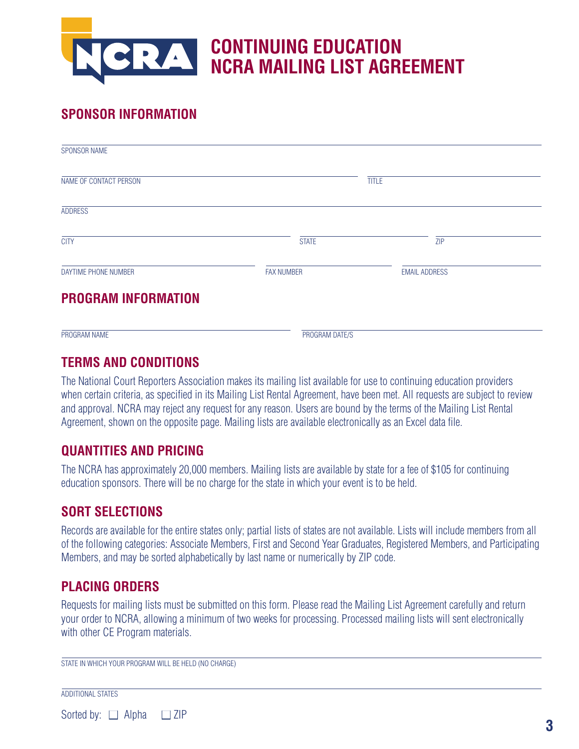# CONTINUING EDUCATION
# NCRA MAILING LIST AGREEMENT

## SPONSOR INFORMATION

SPONSOR NAME \_\_\_\_\_\_\_\_\_\_\_\_\_\_\_\_\_\_\_\_\_\_\_\_\_\_\_\_\_\_\_\_\_\_\_\_\_\_\_\_

NAME OF CONTACT PERSON \_\_\_\_\_\_\_\_\_\_\_\_\_\_\_\_\_\_\_\_ TITLE \_\_\_\_\_\_\_\_\_\_\_\_\_\_\_\_\_\_\_\_

ADDRESS \_\_\_\_\_\_\_\_\_\_\_\_\_\_\_\_\_\_\_\_\_\_\_\_\_\_\_\_\_\_\_\_\_\_\_\_\_\_\_\_

CITY \_\_\_\_\_\_\_\_\_\_\_\_\_\_\_\_\_\_\_\_ STATE \_\_\_\_\_\_\_\_\_\_\_\_\_\_\_\_\_\_\_\_ ZIP \_\_\_\_\_\_\_\_\_\_\_\_\_\_\_\_\_\_\_\_

DAYTIME PHONE NUMBER \_\_\_\_\_\_\_\_\_\_\_\_\_\_\_\_\_\_\_\_ FAX NUMBER \_\_\_\_\_\_\_\_\_\_\_\_\_\_\_\_\_\_\_\_ EMAIL ADDRESS \_\_\_\_\_\_\_\_\_\_\_\_\_\_\_\_\_\_\_\_

## PROGRAM INFORMATION

PROGRAM NAME \_\_\_\_\_\_\_\_\_\_\_\_\_\_\_\_\_\_\_\_ PROGRAM DATE/S \_\_\_\_\_\_\_\_\_\_\_\_\_\_\_\_\_\_\_\_

## TERMS AND CONDITIONS

The National Court Reporters Association makes its mailing list available for use to continuing education providers when certain criteria, as specified in its Mailing List Rental Agreement, have been met. All requests are subject to review and approval. NCRA may reject any request for any reason. Users are bound by the terms of the Mailing List Rental Agreement, shown on the opposite page. Mailing lists are available electronically as an Excel data file.

## QUANTITIES AND PRICING

The NCRA has approximately 20,000 members. Mailing lists are available by state for a fee of $105 for continuing education sponsors. There will be no charge for the state in which your event is to be held.

## SORT SELECTIONS

Records are available for the entire states only; partial lists of states are not available. Lists will include members from all of the following categories: Associate Members, First and Second Year Graduates, Registered Members, and Participating Members, and may be sorted alphabetically by last name or numerically by ZIP code.

## PLACING ORDERS

Requests for mailing lists must be submitted on this form. Please read the Mailing List Agreement carefully and return your order to NCRA, allowing a minimum of two weeks for processing. Processed mailing lists will sent electronically with other CE Program materials.

STATE IN WHICH YOUR PROGRAM WILL BE HELD (NO CHARGE) \_\_\_\_\_\_\_\_\_\_\_\_\_\_\_\_\_\_\_\_\_\_\_\_\_\_\_\_\_\_\_\_\_\_\_\_\_\_\_\_

ADDITIONAL STATES \_\_\_\_\_\_\_\_\_\_\_\_\_\_\_\_\_\_\_\_\_\_\_\_\_\_\_\_\_\_\_\_\_\_\_\_\_\_\_\_

Sorted by: ☐ Alpha ☐ ZIP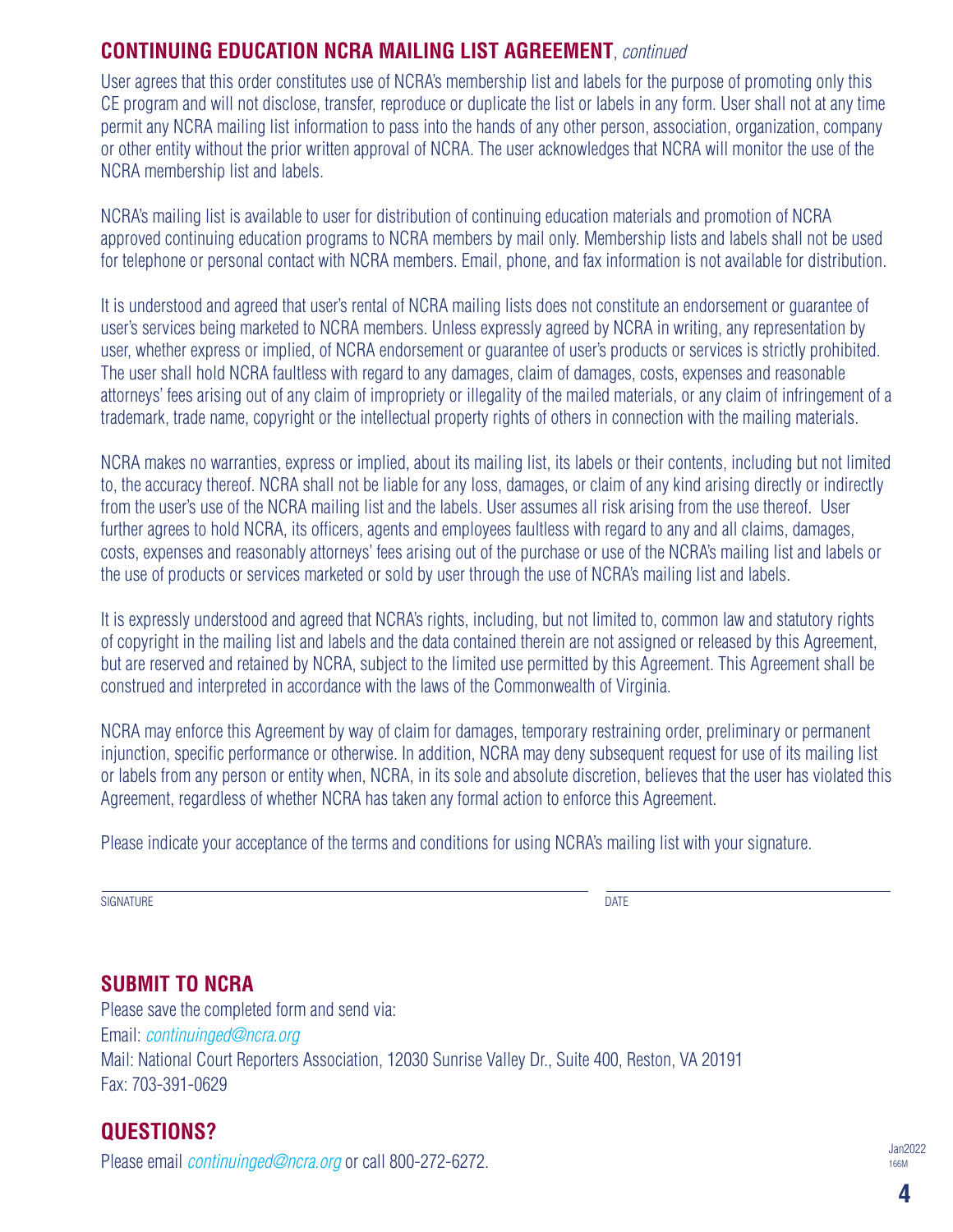## CONTINUING EDUCATION NCRA MAILING LIST AGREEMENT, *continued*

User agrees that this order constitutes use of NCRA's membership list and labels for the purpose of promoting only this CE program and will not disclose, transfer, reproduce or duplicate the list or labels in any form. User shall not at any time permit any NCRA mailing list information to pass into the hands of any other person, association, organization, company or other entity without the prior written approval of NCRA. The user acknowledges that NCRA will monitor the use of the NCRA membership list and labels.

NCRA's mailing list is available to user for distribution of continuing education materials and promotion of NCRA approved continuing education programs to NCRA members by mail only. Membership lists and labels shall not be used for telephone or personal contact with NCRA members. Email, phone, and fax information is not available for distribution.

It is understood and agreed that user's rental of NCRA mailing lists does not constitute an endorsement or guarantee of user's services being marketed to NCRA members. Unless expressly agreed by NCRA in writing, any representation by user, whether express or implied, of NCRA endorsement or guarantee of user's products or services is strictly prohibited. The user shall hold NCRA faultless with regard to any damages, claim of damages, costs, expenses and reasonable attorneys' fees arising out of any claim of impropriety or illegality of the mailed materials, or any claim of infringement of a trademark, trade name, copyright or the intellectual property rights of others in connection with the mailing materials.

NCRA makes no warranties, express or implied, about its mailing list, its labels or their contents, including but not limited to, the accuracy thereof. NCRA shall not be liable for any loss, damages, or claim of any kind arising directly or indirectly from the user's use of the NCRA mailing list and the labels. User assumes all risk arising from the use thereof. User further agrees to hold NCRA, its officers, agents and employees faultless with regard to any and all claims, damages, costs, expenses and reasonably attorneys' fees arising out of the purchase or use of the NCRA's mailing list and labels or the use of products or services marketed or sold by user through the use of NCRA's mailing list and labels.

It is expressly understood and agreed that NCRA's rights, including, but not limited to, common law and statutory rights of copyright in the mailing list and labels and the data contained therein are not assigned or released by this Agreement, but are reserved and retained by NCRA, subject to the limited use permitted by this Agreement. This Agreement shall be construed and interpreted in accordance with the laws of the Commonwealth of Virginia.

NCRA may enforce this Agreement by way of claim for damages, temporary restraining order, preliminary or permanent injunction, specific performance or otherwise. In addition, NCRA may deny subsequent request for use of its mailing list or labels from any person or entity when, NCRA, in its sole and absolute discretion, believes that the user has violated this Agreement, regardless of whether NCRA has taken any formal action to enforce this Agreement.

Please indicate your acceptance of the terms and conditions for using NCRA's mailing list with your signature.

SIGNATURE ______________________________ DATE ______________

## SUBMIT TO NCRA

Please save the completed form and send via:

Email: *continuinged@ncra.org*

Mail: National Court Reporters Association, 12030 Sunrise Valley Dr., Suite 400, Reston, VA 20191

Fax: 703-391-0629

## QUESTIONS?

Please email *continuinged@ncra.org* or call 800-272-6272.

Jan2022
166M